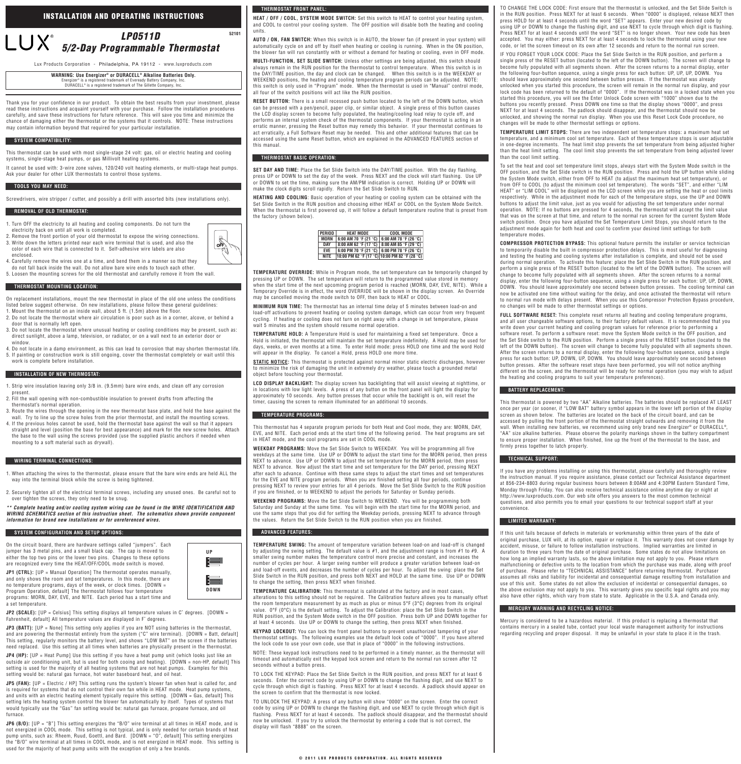# INSTALLATION AND OPERATING INSTRUCTIONS

LUX®

## LP0511D
## 5/2-Day Programmable Thermostat

52101

Lux Products Corporation - Philadelphia, PA 19112 - www.luxproducts.com

**WARNING: Use Energizer® or DURACELL® Alkaline Batteries Only.**
Energizer® is a registered trademark of Eveready Battery Company, Inc.
DURACELL® is a registered trademark of The Gillette Company, Inc.

Thank you for your confidence in our product. To obtain the best results from your investment, please read these instructions and acquaint yourself with your purchase. Follow the installation procedures carefully, and save these instructions for future reference. This will save you time and minimize the chance of damaging either the thermostat or the systems that it controls. NOTE: These instructions may contain information beyond that required for your particular installation.

### SYSTEM COMPATIBILITY:

This thermostat can be used with most single-stage 24 volt: gas, oil or electric heating and cooling systems, single-stage heat pumps, or gas Millivolt heating systems.

It cannot be used with: 3-wire zone valves, 120/240 volt heating elements, or multi-stage heat pumps. Ask your dealer for other LUX thermostats to control those systems.

### TOOLS YOU MAY NEED:

Screwdrivers, wire stripper / cutter, and possibly a drill with assorted bits (new installations only).

### REMOVAL OF OLD THERMOSTAT:

1. Turn OFF the electricity to all heating and cooling components. Do not turn the electricity back on until all work is completed.
2. Remove the front portion of your old thermostat to expose the wiring connections.
3. Write down the letters printed near each wire terminal that is used, and also the color of each wire that is connected to it. Self-adhesive wire labels are also enclosed.
4. Carefully remove the wires one at a time, and bend them in a manner so that they do not fall back inside the wall. Do not allow bare wire ends to touch each other.
5. Loosen the mounting screws for the old thermostat and carefully remove it from the wall.

### THERMOSTAT MOUNTING LOCATION:

On replacement installations, mount the new thermostat in place of the old one unless the conditions listed below suggest otherwise. On new installations, please follow these general guidelines:
1. Mount the thermostat on an inside wall, about 5 ft. (1.5m) above the floor.
2. Do not locate the thermostat where air circulation is poor such as in a corner, alcove, or behind a door that is normally left open.
3. Do not locate the thermostat where unusual heating or cooling conditions may be present, such as: direct sunlight, above a lamp, television, or radiator, or on a wall next to an exterior door or window.
4. Do not locate in a damp environment, as this can lead to corrosion that may shorten thermostat life.
5. If painting or construction work is still ongoing, cover the thermostat completely or wait until this work is complete before installation.

### INSTALLATION OF NEW THERMOSTAT:

1. Strip wire insulation leaving only 3/8 in. (9.5mm) bare wire ends, and clean off any corrosion present.
2. Fill the wall opening with non-combustible insulation to prevent drafts from affecting the thermostat's normal operation.
3. Route the wires through the opening in the new thermostat base plate, and hold the base against the wall. Try to line up the screw holes from the prior thermostat, and install the mounting screws.
4. If the previous holes cannot be used, hold the thermostat base against the wall so that it appears straight and level (position the base for best appearance) and mark for the new screw holes. Attach the base to the wall using the screws provided (use the supplied plastic anchors if needed when mounting to a soft material such as drywall).

### WIRING TERMINAL CONNECTIONS:

1. When attaching the wires to the thermostat, please ensure that the bare wire ends are held ALL the way into the terminal block while the screw is being tightened.
2. Securely tighten all of the electrical terminal screws, including any unused ones. Be careful not to over tighten the screws, they only need to be snug.

***\*\* Complete heating and/or cooling system wiring can be found in the WIRE IDENTIFICATION AND WIRING SCHEMATICS section of this instruction sheet. The schematics shown provide component information for brand new installations or for unreferenced wires.***

### SYSTEM CONFIGURATION AND SETUP OPTIONS:

On the circuit board, there are hardware settings called "jumpers". Each jumper has 3 metal pins, and a small black cap. The cap is moved to either the top two pins or the lower two pins. Changes to these options are recognized every time the HEAT/OFF/COOL mode switch is moved.

UP / DOWN

**JP1 (CTRL):** [UP = Manual Operation] The thermostat operates manually, and only shows the room and set temperatures. In this mode, there are no temperature programs, days of the week, or clock times. [DOWN = Program Operation, default] The thermostat follows four temperature programs: MORN, DAY, EVE, and NITE. Each period has a start time and a set temperature.

**JP2 (SCALE):** [UP = Celsius] This setting displays all temperature values in C˚ degrees. [DOWN = Fahrenheit, default] All temperature values are displayed in F˚ degrees.

**JP3 (BATT):** [UP = None] This setting only applies if you are NOT using batteries in the thermostat, and are powering the thermostat entirely from the system ("C" wire terminal). [DOWN = Batt, default] This setting, regularly monitors the battery level, and shows "LOW BAT" on the screen if the batteries need replaced. Use this setting at all times when batteries are physically present in the thermostat.

**JP4 (HP):** [UP = Heat Pump] Use this setting if you have a heat pump unit (which looks just like an outside air conditioning unit, but is used for both cooing and heating). [DOWN = non-HP, default] This setting is used for the majority of all heating systems that are not heat pumps. Examples for this setting would be: natural gas furnace, hot water baseboard heat, and oil heat.

**JP5 (FAN):** [UP = Electric / HP] This setting runs the system's blower fan when heat is called for, and is required for systems that do not control their own fan while in HEAT mode. Heat pump systems, and units with an electric heating element typically require this setting. [DOWN = Gas, default] This setting lets the heating system control the blower fan automatically by itself. Types of systems that would typically use the "Gas" fan setting would be: natural gas furnace, propane furnace, and oil furnace.

**JP6 (B/O):** [UP = "B"] This setting energizes the "B/O" wire terminal at all times in HEAT mode, and is not energized in COOL mode. This setting is not typical, and is only needed for certain brands of heat pump units, such as: Rheem, Ruud, Goettl, and Bard. [DOWN = "O", default] This setting energizes the "B/O" wire terminal at all times in COOL mode, and is not energized in HEAT mode. This setting is used for the majority of heat pump units with the exception of only a few brands.

### THERMOSTAT FRONT PANEL:

**HEAT / OFF / COOL, SYSTEM MODE SWITCH:** Set this switch to HEAT to control your heating system, and COOL to control your cooling system. The OFF position will disable both the heating and cooling units.

**AUTO / ON, FAN SWITCH:** When this switch is in AUTO, the blower fan (if present in your system) will automatically cycle on and off by itself when heating or cooling is running. When in the ON position, the blower fan will run constantly with or without a demand for heating or cooling, even in OFF mode.

**MULTI-FUNCTION, SET SLIDE SWITCH:** Unless other settings are being adjusted, this switch should always remain in the RUN position for the thermostat to control temperature. When this switch is in the DAY/TIME position, the day and clock can be changed. When this switch is in the WEEKDAY or WEEKEND positions, the heating and cooling temperature program periods can be adjusted. NOTE: this switch is only used in "Program" mode. When the thermostat is used in "Manual" control mode, all four of the switch positions will act like the RUN position.

**RESET BUTTON:** There is a small recessed push button located to the left of the DOWN button, which can be pressed with a pen/pencil, paper clip, or similar object. A single press of this button causes the LCD display screen to become fully populated, the heating/cooling load relay to cycle off, and performs an internal system check of the thermostat components. If your thermostat is acting in an erratic manner, pressing the Reset button may remedy this behavior. If your thermostat continues to act erratically, a Full Software Reset may be needed. This and other additional features that can be accessed using the same Reset button, which are explained in the ADVANCED FEATURES section of this manual.

### THERMOSTAT BASIC OPERATION:

**SET DAY AND TIME:** Place the Set Slide Switch into the DAY/TIME position. With the day flashing, press UP or DOWN to set the day of the week. Press NEXT and the clock will start flashing. Use UP or DOWN to set the time, making sure the AM/PM indication is correct. Holding UP or DOWN will make the clock digits scroll rapidly. Return the Set Slide Switch to RUN.

**HEATING AND COOLING:** Basic operation of your heating or cooling system can be obtained with the Set Slide Switch in the RUN position and choosing either HEAT or COOL on the System Mode Switch. When the thermostat is first powered up, it will follow a default temperature routine that is preset from the factory (shown below).

| PERIOD | HEAT MODE | COOL MODE |
|---|---|---|
| MORN | 6:00 AM 70 °F (21 °C) | 6:00 AM 78 °F (26 °C) |
| DAY | 8:00 AM 62 °F (17 °C) | 8:00 AM 85 °F (29 °C) |
| EVE | 6:00 PM 70 °F (21 °C) | 6:00 PM 78 °F (26 °C) |
| NITE | 10:00 PM 62 °F (17 °C) | 10:00 PM 82 °F (28 °C) |

**TEMPERATURE OVERRIDE:** While in Program mode, the set temperature can be temporarily changed by pressing UP or DOWN. The set temperature will return to the programmed value stored in memory when the start time of the next upcoming program period is reached (MORN, DAY, EVE, NITE). While a Temporary Override is in effect, the word OVERRIDE will be shown in the display screen. An Override may be cancelled moving the mode switch to OFF, then back to HEAT or COOL.

**MINIMUM RUN TIME:** The thermostat has an internal time delay of 5 minutes between load-on and load-off activations to prevent heating or cooling system damage, which can occur from very frequent cycling. If heating or cooling does not turn on right away with a change in set temperature, please wait 5 minutes and the system should resume normal operation.

**TEMPERATURE HOLD:** A Temperature Hold is used for maintaining a fixed set temperature. Once a Hold is initiated, the thermostat will maintain the set temperature indefinitely. A Hold may be used for days, weeks, or even months at a time. To enter Hold mode: press HOLD one time and the word Hold will appear in the display. To cancel a Hold, press HOLD one more time.

**STATIC NOTICE:** This thermostat is protected against normal minor static electric discharges, however to minimize the risk of damaging the unit in extremely dry weather, please touch a grounded metal object before touching your thermostat.

**LCD DISPLAY BACKLIGHT:** The display screen has backlighting that will assist viewing at nighttime, or in locations with low light levels. A press of any button on the front panel will light the display for approximately 10 seconds. Any button presses that occur while the backlight is on, will reset the timer, causing the screen to remain illuminated for an additional 10 seconds.

### TEMPERATURE PROGRAMS:

This thermostat has 4 separate program periods for both Heat and Cool mode, they are: MORN, DAY, EVE, and NITE. Each period ends at the start time of the following period. The heat programs are set in HEAT mode, and the cool programs are set in COOL mode.

**WEEKDAY PROGRAMS:** Move the Set Slide Switch to WEEKDAY. You will be programming all five weekdays at the same time. Use UP or DOWN to adjust the start time for the MORN period, then press NEXT to advance. Use UP or DOWN to adjust the set temperature for the MORN period, then press NEXT to advance. Now adjust the start time and set temperature for the DAY period, pressing NEXT after each to advance. Continue with these same steps to adjust the start times and set temperatures for the EVE and NITE program periods. When you are finished setting all four periods, continue pressing NEXT to review your entries for all 4 periods. Move the Set Slide Switch to the RUN position if you are finished, or to WEEKEND to adjust the periods for Saturday or Sunday periods.

**WEEKEND PROGRAMS:** Move the Set Slide Switch to WEEKEND. You will be programming both Saturday and Sunday at the same time. You will begin with the start time for the MORN period, and use the same steps that you did for setting the Weekday periods, pressing NEXT to advance through the values. Return the Set Slide Switch to the RUN position when you are finished.

### ADVANCED FEATURES:

**TEMPERATURE SWING:** The amount of temperature variation between load-on and load-off is changed by adjusting the swing setting. The default value is #1, and the adjustment range is from #1 to #9. A smaller swing number makes the temperature control more precise and constant, and increases the number of cycles per hour. A larger swing number will produce a greater variation between load-on and load-off events, and decreases the number of cycles per hour. To adjust the swing: place the Set Slide Switch in the RUN position, and press both NEXT and HOLD at the same time. Use UP or DOWN to change the setting, then press NEXT when finished.

**TEMPERATURE CALIBRATION:** This thermostat is calibrated at the factory and in most cases, alterations to this setting should not be required. The Calibration feature allows you to manually offset the room temperature measurement by as much as plus or minus 5°F (3°C) degrees from its original value. 0°F (0°C) is the default setting. To adjust the Calibration: place the Set Slide Switch in the RUN position, and the System Mode switch in the OFF position. Press both UP and DOWN together for at least 4 seconds. Use UP or DOWN to change the setting, then press NEXT when finished.

**KEYPAD LOCKOUT:** You can lock the front panel buttons to prevent unauthorized tampering of your thermostat settings. The following examples use the default lock code of "0000". If you have altered the lock code to use your own code, use that in place of "0000" in the following instructions.

NOTE: These keypad lock instructions need to be performed in a timely manner, as the thermostat will timeout and automatically exit the keypad lock screen and return to the normal run screen after 12 seconds without a button press.

TO LOCK THE KEYPAD: Place the Set Slide Switch in the RUN position, and press NEXT for at least 6 seconds. Enter the correct code by using UP or DOWN to change the flashing digit, and use NEXT to cycle through which digit is flashing. Press NEXT for at least 4 seconds. A padlock should appear on the screen to confirm that the thermostat is now locked.

TO UNLOCK THE KEYPAD: A press of any button will show "0000" on the screen. Enter the correct code by using UP or DOWN to change the flashing digit, and use NEXT to cycle through which digit is flashing. Press NEXT for at least 4 seconds. The padlock should disappear, and the thermostat should now be unlocked. If you try to unlock the thermostat by entering a code that is not correct, the display will flash "8888" on the screen.

TO CHANGE THE LOCK CODE: First ensure that the thermostat is unlocked, and the Set Slide Switch is in the RUN position. Press NEXT for at least 6 seconds. When "0000" is displayed, release NEXT then press HOLD for at least 4 seconds until the word "SET" appears. Enter your new desired code by using UP or DOWN to change the flashing digit, and use NEXT to cycle through which digit is flashing. Press NEXT for at least 4 seconds until the word "SET" is no longer shown. Your new code has been accepted. You may either: press NEXT for at least 4 seconds to lock the thermostat using your new code, or let the screen timeout on its own after 12 seconds and return to the normal run screen.

IF YOU FORGET YOUR LOCK CODE: Place the Set Slide Switch in the RUN position, and perform a single press of the RESET button (located to the left of the DOWN button). The screen will change to become fully populated with all segments shown. After the screen returns to a normal display, enter the following four-button sequence, using a single press for each button: UP, UP, UP, DOWN. You should leave approximately one second between button presses. If the thermostat was already unlocked when you started this procedure, the screen will remain in the normal run display, and your lock code has been returned to the default of "0000". If the thermostat was in a locked state when you started this procedure, you will see the Enter Unlock Code screen with "1000" shown due to the buttons you recently pressed. Press DOWN one time so that the display shows "0000", and press NEXT for at least 4 seconds. The padlock should disappear, and the thermostat should now be unlocked, and showing the normal run display. When you use this Reset Lock Code procedure, no changes will be made to other thermostat settings or options.

**TEMPERATURE LIMIT STOPS:** There are two independent set temperature stops: a maximum heat set temperature, and a minimum cool set temperature. Each of these temperature stops is user adjustable in one-degree increments. The heat limit stop prevents the set temperature from being adjusted higher than the heat limit setting. The cool limit stop prevents the set temperature from being adjusted lower than the cool limit setting.

To set the heat and cool set temperature limit stops, always start with the System Mode switch in the OFF position, and the Set Slide Switch in the RUN position. Press and hold the UP button while sliding the System Mode switch, either from OFF to HEAT (to adjust the maximum heat set temperature), or from OFF to COOL (to adjust the minimum cool set temperature). The words "SET", and either "LIM HEAT" or "LIM COOL" will be displayed on the LCD screen while you are setting the heat or cool limits respectively. While in the adjustment mode for each of the temperature stops, use the UP and DOWN buttons to adjust the limit value, just as you would for adjusting the set temperature under normal operation. NOTE: If no buttons are pressed for 4 seconds, the thermostat will accept the limit value that was on the screen at that time, and return to the normal run screen for the current System Mode switch position. Once you have adjusted the Set Temperature Limit Stops, you should return to the adjustment mode again for both heat and cool to confirm your desired limit settings for both temperature modes.

**COMPRESSOR PROTECTION BYPASS:** This optional feature permits the installer or service technician to temporarily disable the built in compressor protection delays. This is most useful for diagnosing and testing the heating and cooling systems after installation is complete, and should not be used during normal operation. To activate this feature: place the Set Slide Switch in the RUN position, and perform a single press of the RESET button (located to the left of the DOWN button). The screen will change to become fully populated with all segments shown. After the screen returns to a normal display, enter the following four-button sequence, using a single press for each button: UP, UP, DOWN, DOWN. You should leave approximately one second between button presses. The cooling terminal can now be activated one time without waiting for the delay, and once activated the thermostat will return to normal run mode with delays present. When you use this Compressor Protection Bypass procedure, no changes will be made to other thermostat settings or options.

**FULL SOFTWARE RESET:** This complete reset returns all heating and cooling temperature programs, and all user changeable software options, to their factory default values. It is recommended that you write down your current heating and cooling program values for reference prior to performing a software reset. To perform a software reset: move the System Mode switch in the OFF position, and the Set Slide switch to the RUN position. Perform a single press of the RESET button (located to the left of the DOWN button). The screen will change to become fully populated with all segments shown. After the screen returns to a normal display, enter the following four-button sequence, using a single press for each button: UP, DOWN, UP, DOWN. You should leave approximately one second between button presses. After the software reset steps have been performed, you will not notice anything different on the screen, and the thermostat will be ready for normal operation (you may wish to adjust the heating and cooling programs to suit your temperature preferences).

### BATTERY REPLACEMENT:

This thermostat is powered by two "AA" Alkaline batteries. The batteries should be replaced AT LEAST once per year (or sooner, if "LOW BAT" battery symbol appears in the lower left portion of the display screen as shown below. The batteries are located on the back of the circuit board, and can be accessed by pulling the front portion of the thermostat straight outwards and removing it from the wall. When installing new batteries, we recommend using only brand new Energizer® or DURACELL®, "AA" size alkaline batteries. Please observe the polarity markings shown in the battery compartment to ensure proper installation. When finished, line up the front of the thermostat to the base, and firmly press together to latch properly.

### TECHNICAL SUPPORT:

If you have any problems installing or using this thermostat, please carefully and thoroughly review the instruction manual. If you require assistance, please contact our Technical Assistance department at 856-234-8803 during regular business hours between 8:00AM and 4:30PM Eastern Standard Time, Monday through Friday. You can also receive technical assistance online anytime day or night at http://www.luxproducts.com. Our web site offers you answers to the most common technical questions, and also permits you to email your questions to our technical support staff at your convenience.

### LIMITED WARRANTY:

If this unit fails because of defects in materials or workmanship within three years of the date of original purchase, LUX will, at its option, repair or replace it. This warranty does not cover damage by accident, misuse, or failure to follow installation instructions. Implied warranties are limited in duration to three years from the date of original purchase. Some states do not allow limitations on how long an implied warranty lasts, so the above limitation may not apply to you. Please return malfunctioning or defective units to the location from which the purchase was made, along with proof of purchase. Please refer to "TECHNICAL ASSISTANCE" before returning thermostat. Purchaser assumes all risks and liability for incidental and consequential damage resulting from installation and use of this unit. Some states do not allow the exclusion of incidental or consequential damages, so the above exclusion may not apply to you. This warranty gives you specific legal rights and you may also have other rights, which vary from state to state. Applicable in the U.S.A. and Canada only.

### MERCURY WARNING AND RECYCLING NOTICE:

Mercury is considered to be a hazardous material. If this product is replacing a thermostat that contains mercury in a sealed tube, contact your local waste management authority for instructions regarding recycling and proper disposal. It may be unlawful in your state to place it in the trash.

© 2011 LUX PRODUCTS CORPORATION. ALL RIGHTS RESERVED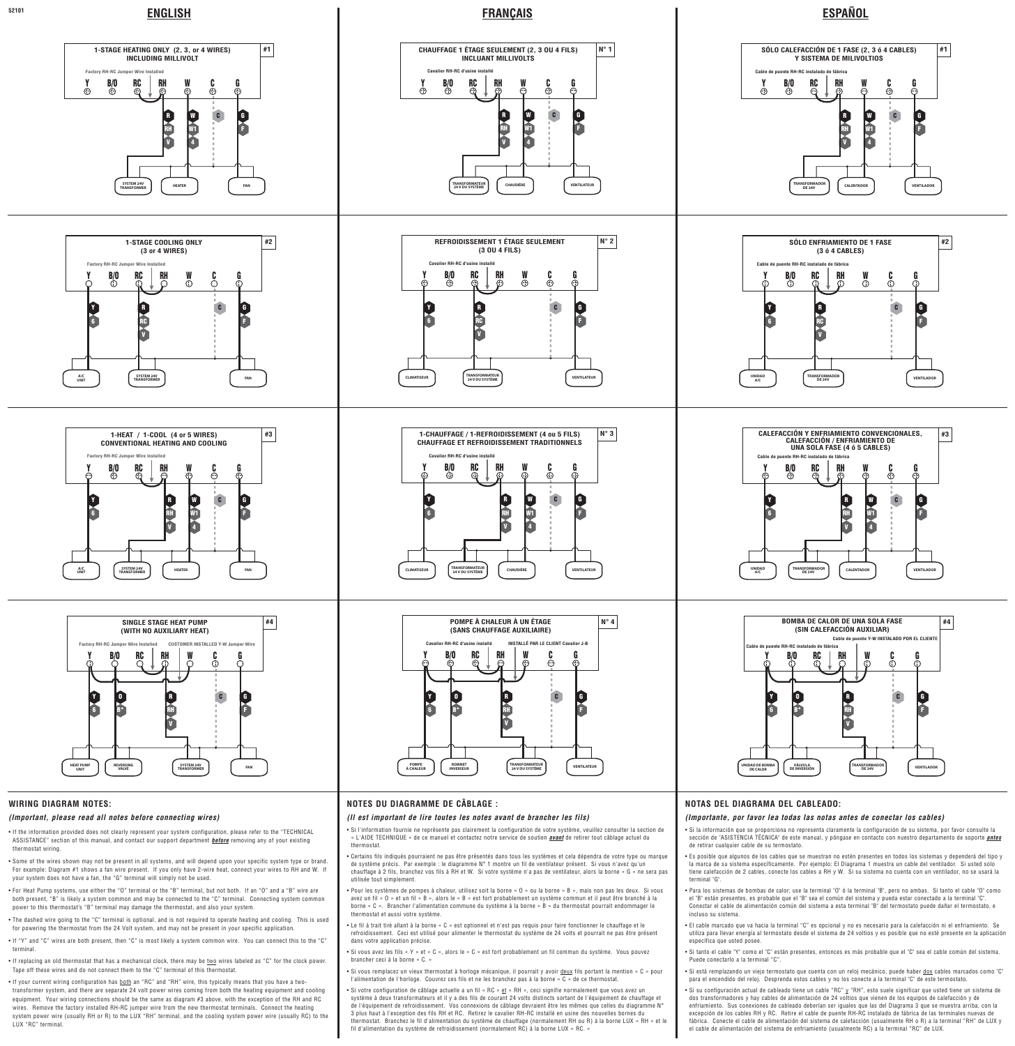52101

## ENGLISH

**1-STAGE HEATING ONLY (2, 3, or 4 WIRES) INCLUDING MILLIVOLT** #1

Factory RH-RC Jumper Wire Installed

Y B/O RC RH W C G

R RH V — W W1 4 — C — G F

SYSTEM 24V TRANSFORMER — HEATER — FAN

**1-STAGE COOLING ONLY (3 or 4 WIRES)** #2

Factory RH-RC Jumper Wire Installed

Y B/O RC RH W C G

Y 6 — R RC V — C — G F

A/C UNIT — SYSTEM 24V TRANSFORMER — FAN

**1-HEAT / 1-COOL (4 or 5 WIRES) CONVENTIONAL HEATING AND COOLING** #3

Factory RH-RC Jumper Wire Installed

Y B/O RC RH W C G

Y 6 — R RH V — W W1 4 — C — G F

A/C UNIT — SYSTEM 24V TRANSFORMER — HEATER — FAN

**SINGLE STAGE HEAT PUMP (WITH NO AUXILIARY HEAT)** #4

Factory RH-RC Jumper Wire Installed — CUSTOMER INSTALLED Y-W Jumper Wire

Y B/O RC RH W C G

Y 6 — O B* — R RH V — C — G F

HEAT PUMP UNIT — REVERSING VALVE — SYSTEM 24V TRANSFORMER — FAN

### WIRING DIAGRAM NOTES:

***(Important, please read all notes before connecting wires)***

- If the information provided does not clearly represent your system configuration, please refer to the "TECHNICAL ASSISTANCE" section of this manual, and contact our support department ***before*** removing any of your existing thermostat wiring.
- Some of the wires shown may not be present in all systems, and will depend upon your specific system type or brand. For example: Diagram #1 shows a fan wire present. If you only have 2-wire heat, connect your wires to RH and W. If your system does not have a fan, the "G" terminal will simply not be used.
- For Heat Pump systems, use either the "O" terminal or the "B" terminal, but not both. If an "O" and a "B" wire are both present, "B" is likely a system common and may be connected to the "C" terminal. Connecting system common power to this thermostat's "B" terminal may damage the thermostat, and also your system.
- The dashed wire going to the "C" terminal is optional, and is not required to operate heating and cooling. This is used for powering the thermostat from the 24 Volt system, and may not be present in your specific application.
- If "Y" and "C" wires are both present, then "C" is most likely a system common wire. You can connect this to the "C" terminal.
- If replacing an old thermostat that has a mechanical clock, there may be two wires labeled as "C" for the clock power. Tape off these wires and do not connect them to the "C" terminal of this thermostat.
- If your current wiring configuration has both an "RC" and "RH" wire, this typically means that you have a two-transformer system, and there are separate 24 volt power wires coming from both the heating equipment and cooling equipment. Your wiring connections should be the same as diagram #3 above, with the exception of the RH and RC wires. Remove the factory installed RH-RC jumper wire from the new thermostat terminals. Connect the heating system power wire (usually RH or R) to the LUX "RH" terminal, and the cooling system power wire (usually RC) to the LUX "RC" terminal.

## FRANÇAIS

**CHAUFFAGE 1 ÉTAGE SEULEMENT (2, 3 OU 4 FILS) INCLUANT MILLIVOLTS** N° 1

Cavalier RH-RC d'usine installé

Y B/O RC RH W C G

R RH V — W W1 4 — C — G F

TRANSFORMATEUR 24 V DU SYSTÈME — CHAUDIÈRE — VENTILATEUR

**REFROIDISSEMENT 1 ÉTAGE SEULEMENT (3 OU 4 FILS)** N° 2

Cavalier RH-RC d'usine installé

Y B/O RC RH W C G

Y 6 — R RC V — C — G F

CLIMATISEUR — TRANSFORMATEUR 24 V DU SYSTÈME — VENTILATEUR

**1-CHAUFFAGE / 1-REFROIDISSEMENT (4 ou 5 FILS) CHAUFFAGE ET REFROIDISSEMENT TRADITIONNELS** N° 3

Cavalier RH-RC d'usine installé

Y B/O RC RH W C G

Y 6 — R RH V — W W1 4 — C — G F

CLIMATISEUR — TRANSFORMATEUR 24 V DU SYSTÈME — CHAUDIÈRE — VENTILATEUR

**POMPE À CHALEUR À UN ÉTAGE (SANS CHAUFFAGE AUXILIAIRE)** N° 4

Cavalier RH-RC d'usine installé — INSTALLÉ PAR LE CLIENT Cavalier J-B

Y B/O RC RH W C G

Y 6 — O B* — R RH V — C — G F

POMPE À CHALEUR — ROBINET INVERSEUR — TRANSFORMATEUR 24 V DU SYSTÈME — VENTILATEUR

### NOTES DU DIAGRAMME DE CÂBLAGE :

***(Il est important de lire toutes les notes avant de brancher les fils)***

- Si l'information fournie ne représente pas clairement la configuration de votre système, veuillez consulter la section de « L'AIDE TECHNIQUE » de ce manuel et contactez notre service de soutien ***avant*** de retirer tout câblage actuel du thermostat.
- Certains fils indiqués pourraient ne pas être présentés dans tous les systèmes et cela dépendra de votre type ou marque de système précis. Par exemple : le diagramme N° 1 montre un fil de ventilateur présent. Si vous n'avez qu'un chauffage à 2 fils, branchez vos fils à RH et W. Si votre système n'a pas de ventilateur, alors la borne « G » ne sera pas utilisée tout simplement.
- Pour les systèmes de pompes à chaleur, utilisez soit la borne « O » ou la borne « B », mais non pas les deux. Si vous avez un fil « O » et un fil « B », alors le « B » est fort probablement un système commun et il peut être branché à la borne « C ». Brancher l'alimentation commune du système à la borne « B » du thermostat pourrait endommager le thermostat et aussi votre système.
- Le fil à trait tiré allant à la borne « C » est optionnel et n'est pas requis pour faire fonctionner le chauffage et le refroidissement. Ceci est utilisé pour alimenter le thermostat du système de 24 volts et pourrait ne pas être présent dans votre application précise.
- Si vous avez les fils « Y » et « C », alors le « C » est fort probablement un fil commun du système. Vous pouvez brancher ceci à la borne « C. »
- Si vous remplacez un vieux thermostat à horloge mécanique, il pourrait y avoir deux fils portant la mention « C » pour l'alimentation de l'horloge. Couvrez ces fils et ne les branchez pas à la borne « C » de ce thermostat.
- Si votre configuration de câblage actuelle a un fil « RC » et « RH », ceci signifie normalement que vous avez un système à deux transformateurs et il y a des fils de courant 24 volts distincts sortant de l'équipement de chauffage et de l'équipement de refroidissement. Vos connexions de câblage devraient être les mêmes que celles du diagramme N° 3 plus haut à l'exception des fils RH et RC. Retirez le cavalier RH-RC installé en usine des nouvelles bornes du thermostat. Branchez le fil d'alimentation du système de chauffage (normalement RH ou R) à la borne LUX « RH » et le fil d'alimentation du système de refroidissement (normalement RC) à la borne LUX « RC. »

## ESPAÑOL

**SÓLO CALEFACCIÓN DE 1 FASE (2, 3 ó 4 CABLES) Y SISTEMA DE MILIVOLTIOS** #1

Cable de puente RH-RC instalado de fábrica

Y B/O RC RH W C G

R RH V — W W1 4 — C — G F

TRANSFORMADOR DE 24V — CALENTADOR — VENTILADOR

**SÓLO ENFRIAMIENTO DE 1 FASE (3 ó 4 CABLES)** #2

Cable de puente RH-RC instalado de fábrica

Y B/O RC RH W C G

Y 6 — R RC V — C — G F

UNIDAD A/C — TRANSFORMADOR DE 24V — VENTILADOR

**CALEFACCIÓN Y ENFRIAMIENTO CONVENCIONALES, CALEFACCIÓN / ENFRIAMIENTO DE UNA SOLA FASE (4 ó 5 CABLES)** #3

Cable de puente RH-RC instalado de fábrica

Y B/O RC RH W C G

Y 6 — R RH V — W W1 4 — C — G F

UNIDAD A/C — TRANSFORMADOR DE 24V — CALENTADOR — VENTILADOR

**BOMBA DE CALOR DE UNA SOLA FASE (SIN CALEFACCIÓN AUXILIAR)** #4

Cable de puente Y-W INSTALADO POR EL CLIENTE — Cable de puente RH-RC instalado de fábrica

Y B/O RC RH W C G

Y 6 — O B* — R RH V — C — G F

UNIDAD DE BOMBA DE CALOR — VÁLVULA DE INVERSIÓN — TRANSFORMADOR DE 24V — VENTILADOR

### NOTAS DEL DIAGRAMA DEL CABLEADO:

***(Importante, por favor lea todas las notas antes de conectar los cables)***

- Si la información que se proporciona no representa claramente la configuración de su sistema, por favor consulte la sección de "ASISTENCIA TÉCNICA" de este manual, y póngase en contacto con nuestro departamento de soporte ***antes*** de retirar cualquier cable de su termostato.
- Es posible que algunos de los cables que se muestran no estén presentes en todos los sistemas y dependerá del tipo y la marca de su sistema específicamente. Por ejemplo: El Diagrama 1 muestra un cable del ventilador. Si usted solo tiene calefacción de 2 cables, conecte los cables a RH y W. Si su sistema no cuenta con un ventilador, no se usará la terminal 'G'.
- Para los sistemas de bombas de calor, use la terminal "O" ó la terminal "B", pero no ambas. Si tanto el cable "O" como el "B" están presentes, es probable que el "B" sea el común del sistema y pueda estar conectado a la terminal "C". Conectar el cable de alimentación común del sistema a esta terminal "B" del termostato puede dañar el termostato, e incluso su sistema.
- El cable marcado que va hacia la terminal "C" es opcional y no es necesario para la calefacción ni el enfriamiento. Se utiliza para llevar energía al termostato desde el sistema de 24 voltios y es posible que no esté presente en la aplicación específica que usted posee.
- Si tanto el cable "Y" como el "C" están presentes, entonces es más probable que el 'C' sea el cable común del sistema. Puede conectarlo a la terminal "C".
- Si está remplazando un viejo termostato que cuenta con un reloj mecánico, puede haber dos cables marcados como 'C' para el encendido del reloj. Desprenda estos cables y no los conecte a la terminal 'C' de este termostato.
- Si su configuración actual de cableado tiene un cable "RC" y "RH", esto suele significar que usted tiene un sistema de dos transformadores y hay cables de alimentación de 24 voltios que vienen de los equipos de calefacción y de enfriamiento. Sus conexiones de cableado deberían ser iguales que las del Diagrama 3 que se muestra arriba, con la excepción de los cables RH y RC. Retire el cable de puente RH-RC instalado de fábrica de las terminales nuevas de fábrica. Conecte el cable de alimentación del sistema de calefacción (usualmente RH o R) a la terminal "RH" de LUX y el cable de alimentación del sistema de enfriamiento (usualmente RC) a la terminal "RC" de LUX.